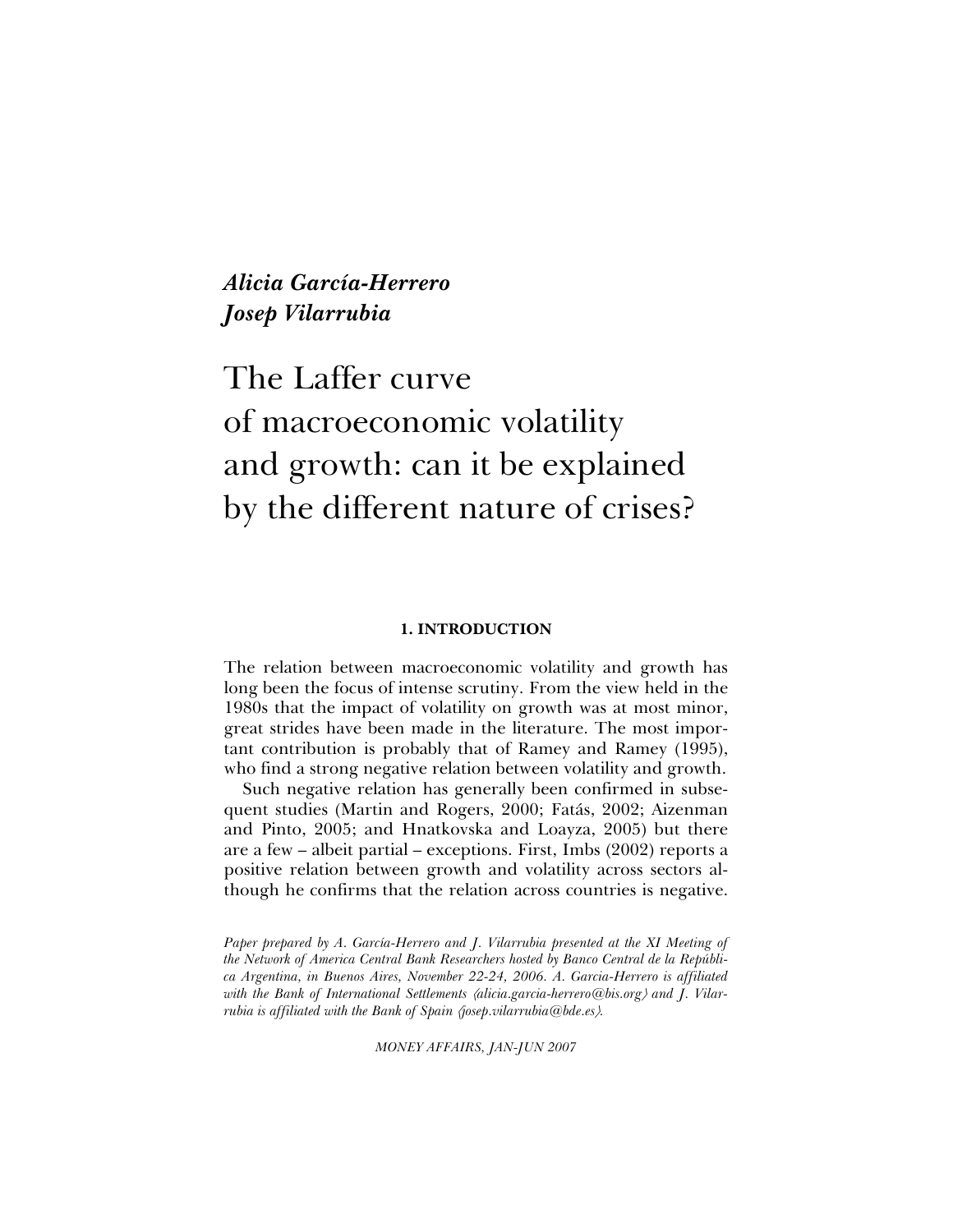***Alicia García-Herrero***
***Josep Vilarrubia***

# The Laffer curve of macroeconomic volatility and growth: can it be explained by the different nature of crises?

## 1. INTRODUCTION

The relation between macroeconomic volatility and growth has long been the focus of intense scrutiny. From the view held in the 1980s that the impact of volatility on growth was at most minor, great strides have been made in the literature. The most important contribution is probably that of Ramey and Ramey (1995), who find a strong negative relation between volatility and growth.

Such negative relation has generally been confirmed in subsequent studies (Martin and Rogers, 2000; Fatás, 2002; Aizenman and Pinto, 2005; and Hnatkovska and Loayza, 2005) but there are a few – albeit partial – exceptions. First, Imbs (2002) reports a positive relation between growth and volatility across sectors although he confirms that the relation across countries is negative.

*Paper prepared by A. García-Herrero and J. Vilarrubia presented at the XI Meeting of the Network of America Central Bank Researchers hosted by Banco Central de la República Argentina, in Buenos Aires, November 22-24, 2006. A. Garcia-Herrero is affiliated with the Bank of International Settlements (alicia.garcia-herrero@bis.org) and J. Vilarrubia is affiliated with the Bank of Spain (josep.vilarrubia@bde.es).*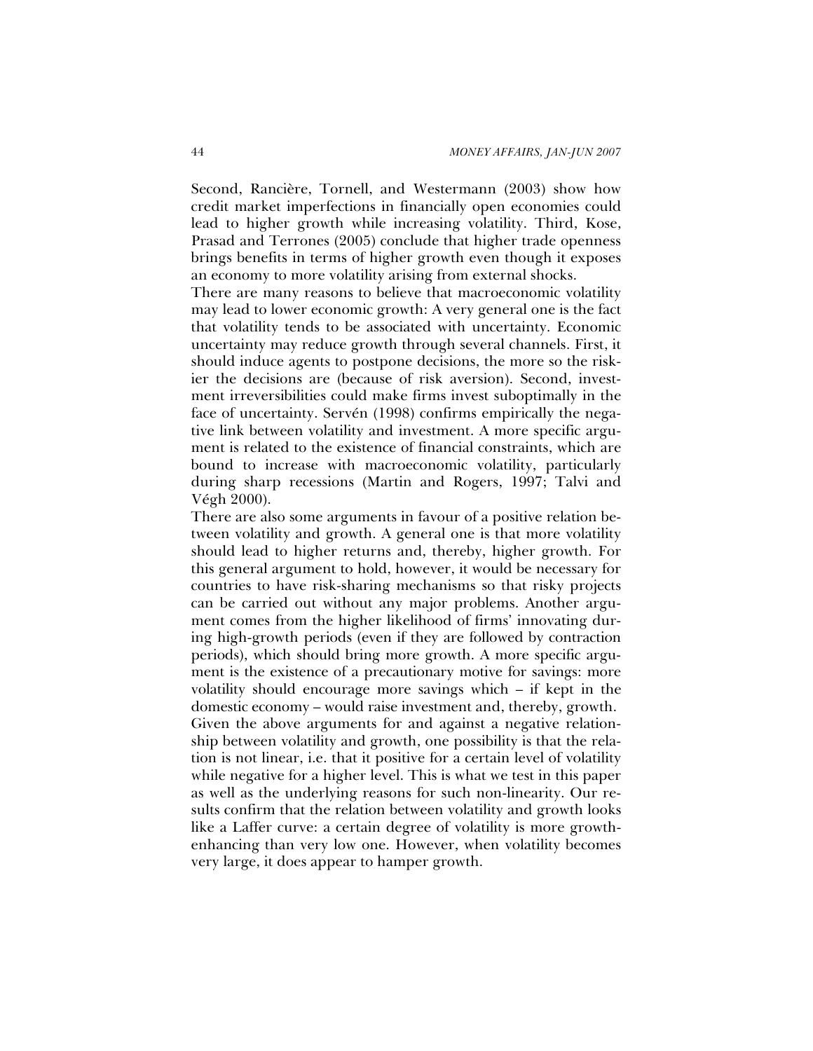Second, Rancière, Tornell, and Westermann (2003) show how credit market imperfections in financially open economies could lead to higher growth while increasing volatility. Third, Kose, Prasad and Terrones (2005) conclude that higher trade openness brings benefits in terms of higher growth even though it exposes an economy to more volatility arising from external shocks.

There are many reasons to believe that macroeconomic volatility may lead to lower economic growth: A very general one is the fact that volatility tends to be associated with uncertainty. Economic uncertainty may reduce growth through several channels. First, it should induce agents to postpone decisions, the more so the riskier the decisions are (because of risk aversion). Second, investment irreversibilities could make firms invest suboptimally in the face of uncertainty. Servén (1998) confirms empirically the negative link between volatility and investment. A more specific argument is related to the existence of financial constraints, which are bound to increase with macroeconomic volatility, particularly during sharp recessions (Martin and Rogers, 1997; Talvi and Végh 2000).

There are also some arguments in favour of a positive relation between volatility and growth. A general one is that more volatility should lead to higher returns and, thereby, higher growth. For this general argument to hold, however, it would be necessary for countries to have risk-sharing mechanisms so that risky projects can be carried out without any major problems. Another argument comes from the higher likelihood of firms' innovating during high-growth periods (even if they are followed by contraction periods), which should bring more growth. A more specific argument is the existence of a precautionary motive for savings: more volatility should encourage more savings which – if kept in the domestic economy – would raise investment and, thereby, growth.

Given the above arguments for and against a negative relationship between volatility and growth, one possibility is that the relation is not linear, i.e. that it positive for a certain level of volatility while negative for a higher level. This is what we test in this paper as well as the underlying reasons for such non-linearity. Our results confirm that the relation between volatility and growth looks like a Laffer curve: a certain degree of volatility is more growth-enhancing than very low one. However, when volatility becomes very large, it does appear to hamper growth.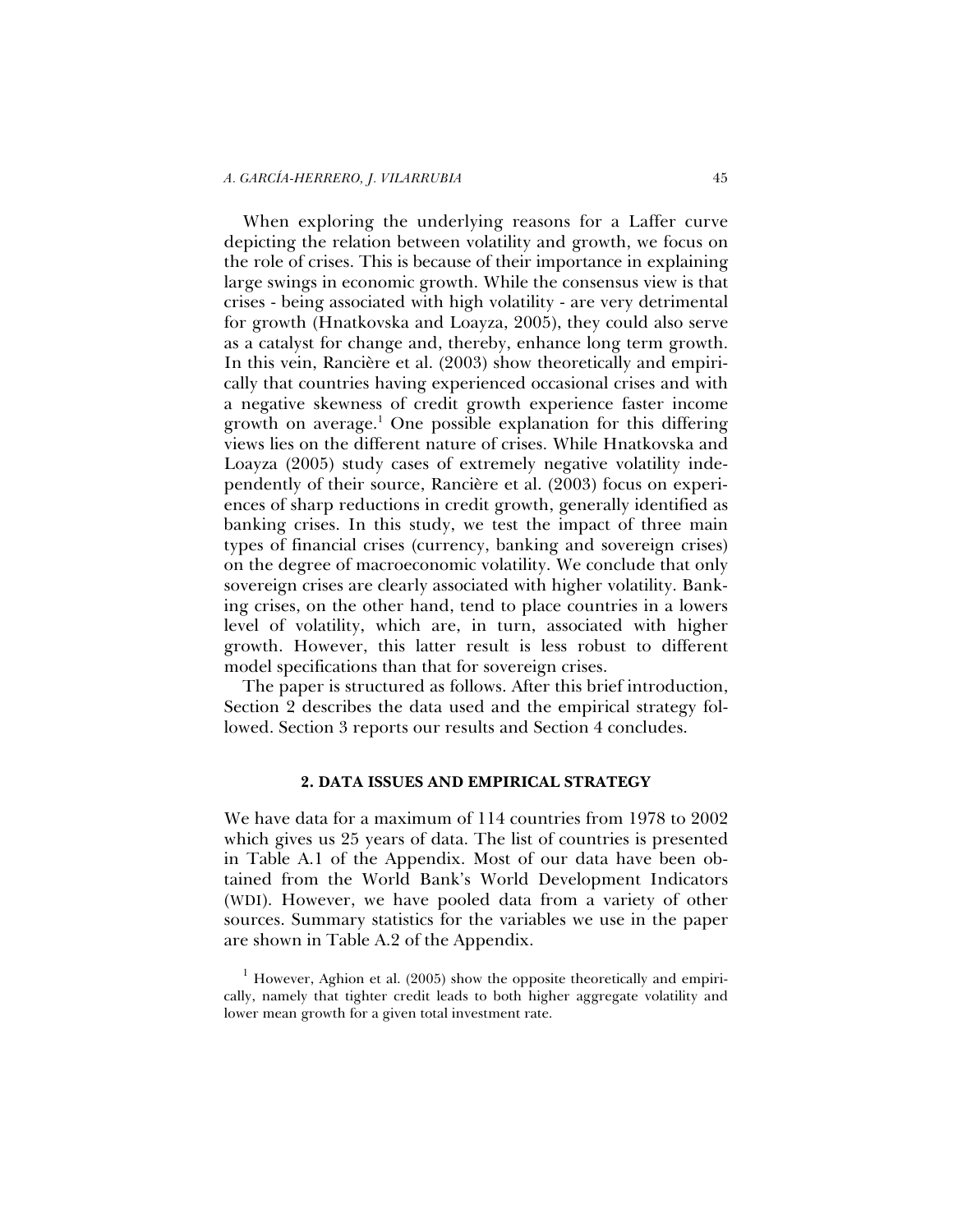When exploring the underlying reasons for a Laffer curve depicting the relation between volatility and growth, we focus on the role of crises. This is because of their importance in explaining large swings in economic growth. While the consensus view is that crises - being associated with high volatility - are very detrimental for growth (Hnatkovska and Loayza, 2005), they could also serve as a catalyst for change and, thereby, enhance long term growth. In this vein, Rancière et al. (2003) show theoretically and empirically that countries having experienced occasional crises and with a negative skewness of credit growth experience faster income growth on average.[1] One possible explanation for this differing views lies on the different nature of crises. While Hnatkovska and Loayza (2005) study cases of extremely negative volatility independently of their source, Rancière et al. (2003) focus on experiences of sharp reductions in credit growth, generally identified as banking crises. In this study, we test the impact of three main types of financial crises (currency, banking and sovereign crises) on the degree of macroeconomic volatility. We conclude that only sovereign crises are clearly associated with higher volatility. Banking crises, on the other hand, tend to place countries in a lowers level of volatility, which are, in turn, associated with higher growth. However, this latter result is less robust to different model specifications than that for sovereign crises.

The paper is structured as follows. After this brief introduction, Section 2 describes the data used and the empirical strategy followed. Section 3 reports our results and Section 4 concludes.

## 2. DATA ISSUES AND EMPIRICAL STRATEGY

We have data for a maximum of 114 countries from 1978 to 2002 which gives us 25 years of data. The list of countries is presented in Table A.1 of the Appendix. Most of our data have been obtained from the World Bank's World Development Indicators (WDI). However, we have pooled data from a variety of other sources. Summary statistics for the variables we use in the paper are shown in Table A.2 of the Appendix.

[1] However, Aghion et al. (2005) show the opposite theoretically and empirically, namely that tighter credit leads to both higher aggregate volatility and lower mean growth for a given total investment rate.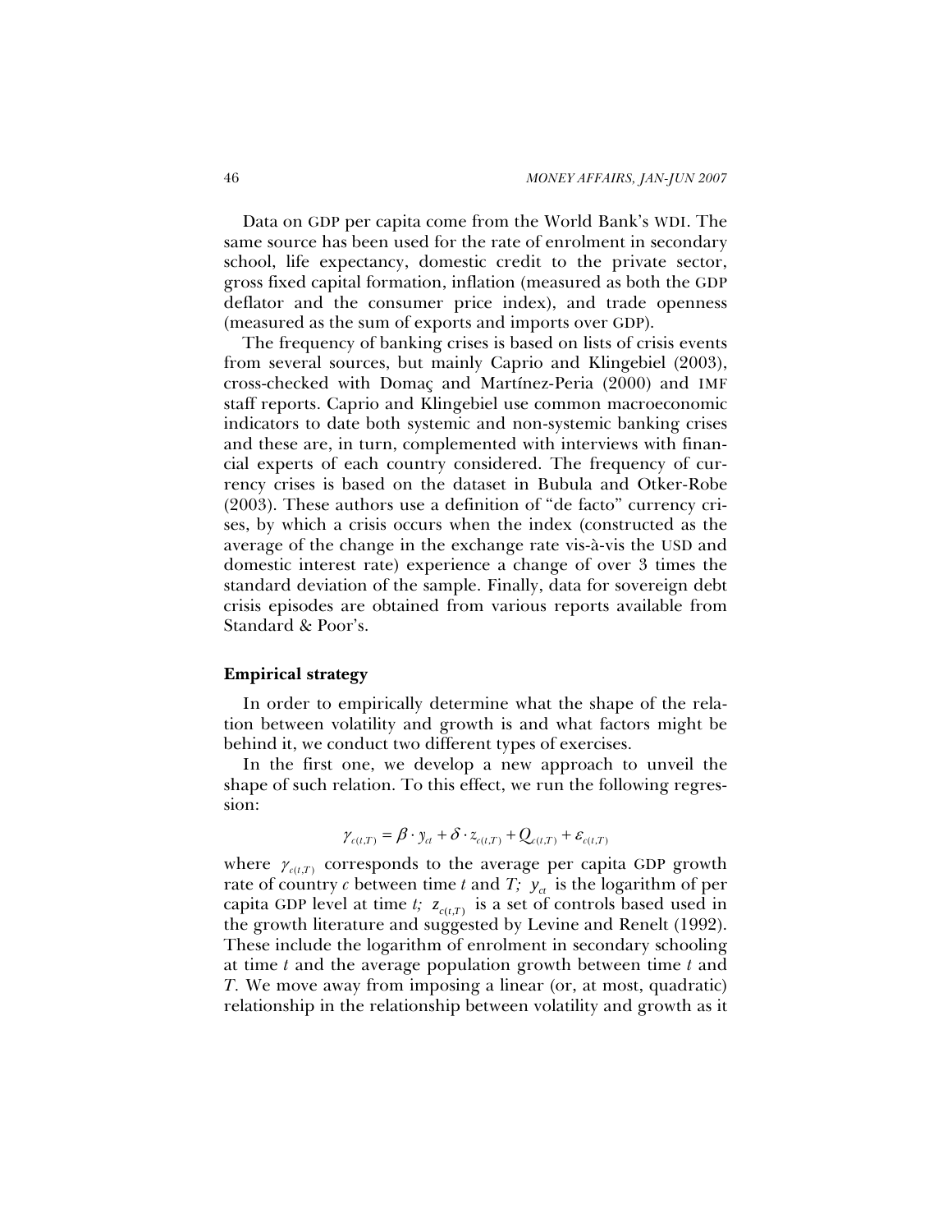Data on GDP per capita come from the World Bank's WDI. The same source has been used for the rate of enrolment in secondary school, life expectancy, domestic credit to the private sector, gross fixed capital formation, inflation (measured as both the GDP deflator and the consumer price index), and trade openness (measured as the sum of exports and imports over GDP).

The frequency of banking crises is based on lists of crisis events from several sources, but mainly Caprio and Klingebiel (2003), cross-checked with Domaç and Martínez-Peria (2000) and IMF staff reports. Caprio and Klingebiel use common macroeconomic indicators to date both systemic and non-systemic banking crises and these are, in turn, complemented with interviews with financial experts of each country considered. The frequency of currency crises is based on the dataset in Bubula and Otker-Robe (2003). These authors use a definition of "de facto" currency crises, by which a crisis occurs when the index (constructed as the average of the change in the exchange rate vis-à-vis the USD and domestic interest rate) experience a change of over 3 times the standard deviation of the sample. Finally, data for sovereign debt crisis episodes are obtained from various reports available from Standard & Poor's.

**Empirical strategy**

In order to empirically determine what the shape of the relation between volatility and growth is and what factors might be behind it, we conduct two different types of exercises.

In the first one, we develop a new approach to unveil the shape of such relation. To this effect, we run the following regression:

$$\gamma_{c(t,T)} = \beta \cdot y_{ct} + \delta \cdot z_{c(t,T)} + Q_{c(t,T)} + \varepsilon_{c(t,T)}$$

where $\gamma_{c(t,T)}$ corresponds to the average per capita GDP growth rate of country $c$ between time $t$ and $T$; $y_{ct}$ is the logarithm of per capita GDP level at time $t$; $z_{c(t,T)}$ is a set of controls based used in the growth literature and suggested by Levine and Renelt (1992). These include the logarithm of enrolment in secondary schooling at time $t$ and the average population growth between time $t$ and $T$. We move away from imposing a linear (or, at most, quadratic) relationship in the relationship between volatility and growth as it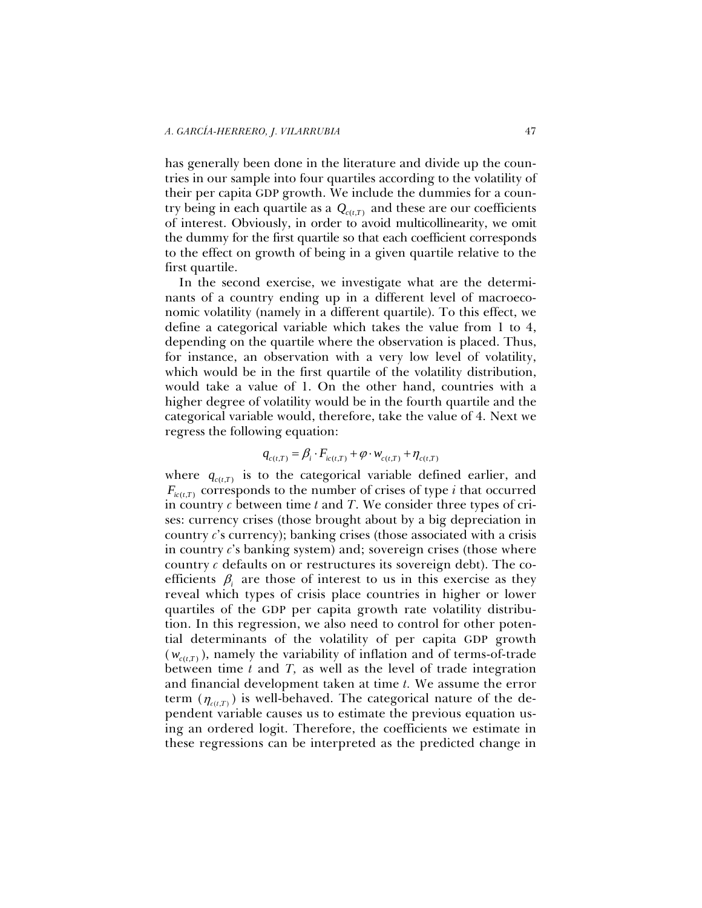has generally been done in the literature and divide up the countries in our sample into four quartiles according to the volatility of their per capita GDP growth. We include the dummies for a country being in each quartile as a $Q_{c(t,T)}$ and these are our coefficients of interest. Obviously, in order to avoid multicollinearity, we omit the dummy for the first quartile so that each coefficient corresponds to the effect on growth of being in a given quartile relative to the first quartile.

In the second exercise, we investigate what are the determinants of a country ending up in a different level of macroeconomic volatility (namely in a different quartile). To this effect, we define a categorical variable which takes the value from 1 to 4, depending on the quartile where the observation is placed. Thus, for instance, an observation with a very low level of volatility, which would be in the first quartile of the volatility distribution, would take a value of 1. On the other hand, countries with a higher degree of volatility would be in the fourth quartile and the categorical variable would, therefore, take the value of 4. Next we regress the following equation:

$$q_{c(t,T)} = \beta_i \cdot F_{ic(t,T)} + \varphi \cdot w_{c(t,T)} + \eta_{c(t,T)}$$

where $q_{c(t,T)}$ is to the categorical variable defined earlier, and $F_{ic(t,T)}$ corresponds to the number of crises of type $i$ that occurred in country $c$ between time $t$ and $T$. We consider three types of crises: currency crises (those brought about by a big depreciation in country $c$'s currency); banking crises (those associated with a crisis in country $c$'s banking system) and; sovereign crises (those where country $c$ defaults on or restructures its sovereign debt). The coefficients $\beta_i$ are those of interest to us in this exercise as they reveal which types of crisis place countries in higher or lower quartiles of the GDP per capita growth rate volatility distribution. In this regression, we also need to control for other potential determinants of the volatility of per capita GDP growth ($w_{c(t,T)}$), namely the variability of inflation and of terms-of-trade between time $t$ and $T$, as well as the level of trade integration and financial development taken at time $t$. We assume the error term ($\eta_{c(t,T)}$) is well-behaved. The categorical nature of the dependent variable causes us to estimate the previous equation using an ordered logit. Therefore, the coefficients we estimate in these regressions can be interpreted as the predicted change in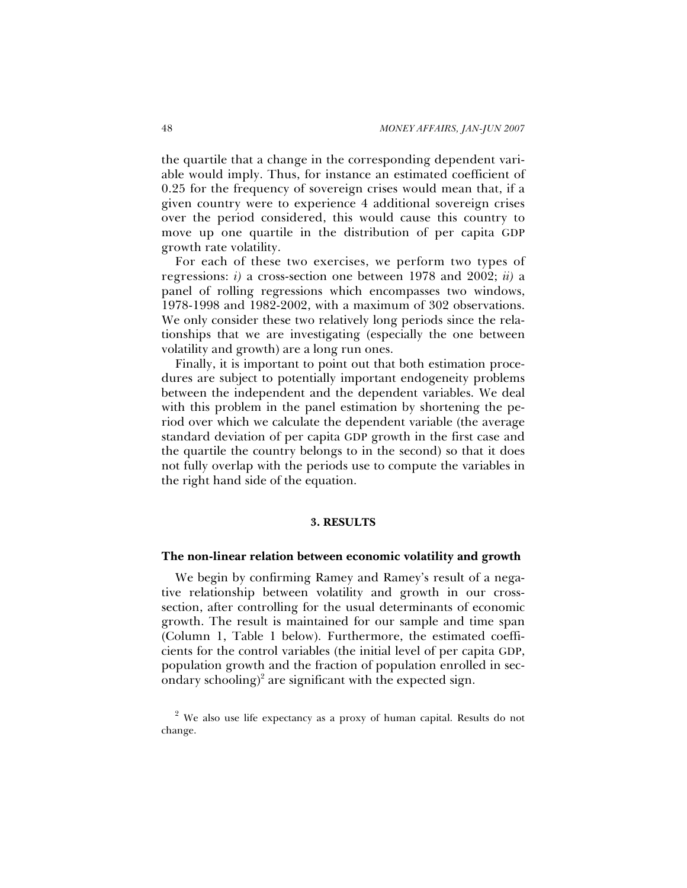the quartile that a change in the corresponding dependent variable would imply. Thus, for instance an estimated coefficient of 0.25 for the frequency of sovereign crises would mean that, if a given country were to experience 4 additional sovereign crises over the period considered, this would cause this country to move up one quartile in the distribution of per capita GDP growth rate volatility.

For each of these two exercises, we perform two types of regressions: *i)* a cross-section one between 1978 and 2002; *ii)* a panel of rolling regressions which encompasses two windows, 1978-1998 and 1982-2002, with a maximum of 302 observations. We only consider these two relatively long periods since the relationships that we are investigating (especially the one between volatility and growth) are a long run ones.

Finally, it is important to point out that both estimation procedures are subject to potentially important endogeneity problems between the independent and the dependent variables. We deal with this problem in the panel estimation by shortening the period over which we calculate the dependent variable (the average standard deviation of per capita GDP growth in the first case and the quartile the country belongs to in the second) so that it does not fully overlap with the periods use to compute the variables in the right hand side of the equation.

## 3. RESULTS

### The non-linear relation between economic volatility and growth

We begin by confirming Ramey and Ramey's result of a negative relationship between volatility and growth in our cross-section, after controlling for the usual determinants of economic growth. The result is maintained for our sample and time span (Column 1, Table 1 below). Furthermore, the estimated coefficients for the control variables (the initial level of per capita GDP, population growth and the fraction of population enrolled in secondary schooling)[2] are significant with the expected sign.

[2] We also use life expectancy as a proxy of human capital. Results do not change.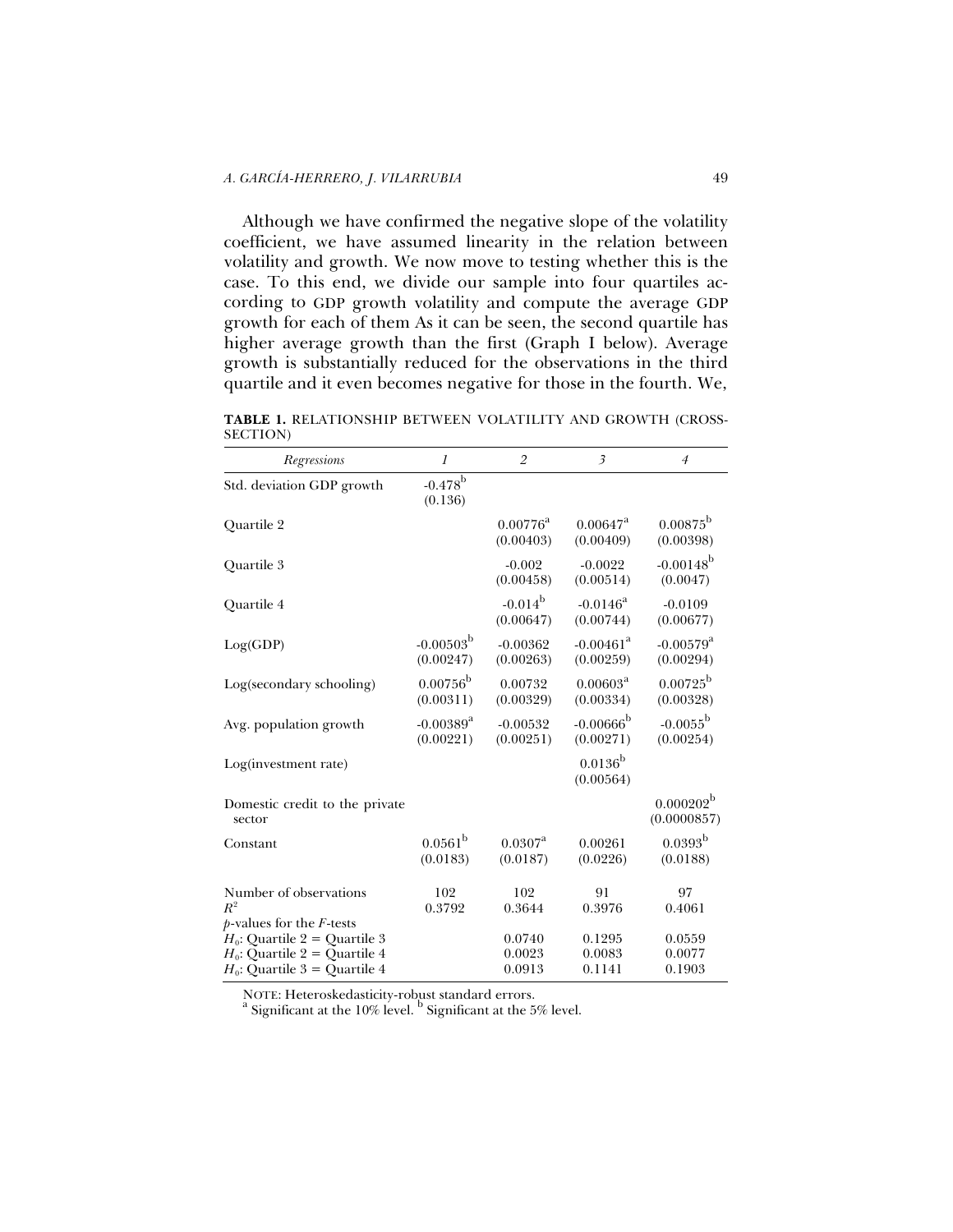Although we have confirmed the negative slope of the volatility coefficient, we have assumed linearity in the relation between volatility and growth. We now move to testing whether this is the case. To this end, we divide our sample into four quartiles according to GDP growth volatility and compute the average GDP growth for each of them As it can be seen, the second quartile has higher average growth than the first (Graph I below). Average growth is substantially reduced for the observations in the third quartile and it even becomes negative for those in the fourth. We,

**TABLE 1.** RELATIONSHIP BETWEEN VOLATILITY AND GROWTH (CROSS-SECTION)

| *Regressions* | *1* | *2* | *3* | *4* |
|---|---|---|---|---|
| Std. deviation GDP growth | -0.478[b] (0.136) | | | |
| Quartile 2 | | 0.00776[a] (0.00403) | 0.00647[a] (0.00409) | 0.00875[b] (0.00398) |
| Quartile 3 | | -0.002 (0.00458) | -0.0022 (0.00514) | -0.00148[b] (0.0047) |
| Quartile 4 | | -0.014[b] (0.00647) | -0.0146[a] (0.00744) | -0.0109 (0.00677) |
| Log(GDP) | -0.00503[b] (0.00247) | -0.00362 (0.00263) | -0.00461[a] (0.00259) | -0.00579[a] (0.00294) |
| Log(secondary schooling) | 0.00756[b] (0.00311) | 0.00732 (0.00329) | 0.00603[a] (0.00334) | 0.00725[b] (0.00328) |
| Avg. population growth | -0.00389[a] (0.00221) | -0.00532 (0.00251) | -0.00666[b] (0.00271) | -0.0055[b] (0.00254) |
| Log(investment rate) | | | 0.0136[b] (0.00564) | |
| Domestic credit to the private sector | | | | 0.000202[b] (0.0000857) |
| Constant | 0.0561[b] (0.0183) | 0.0307[a] (0.0187) | 0.00261 (0.0226) | 0.0393[b] (0.0188) |
| Number of observations | 102 | 102 | 91 | 97 |
| $R^2$ | 0.3792 | 0.3644 | 0.3976 | 0.4061 |
| *p*-values for the *F*-tests | | | | |
| $H_0$: Quartile 2 = Quartile 3 | | 0.0740 | 0.1295 | 0.0559 |
| $H_0$: Quartile 2 = Quartile 4 | | 0.0023 | 0.0083 | 0.0077 |
| $H_0$: Quartile 3 = Quartile 4 | | 0.0913 | 0.1141 | 0.1903 |

NOTE: Heteroskedasticity-robust standard errors.
[a] Significant at the 10% level. [b] Significant at the 5% level.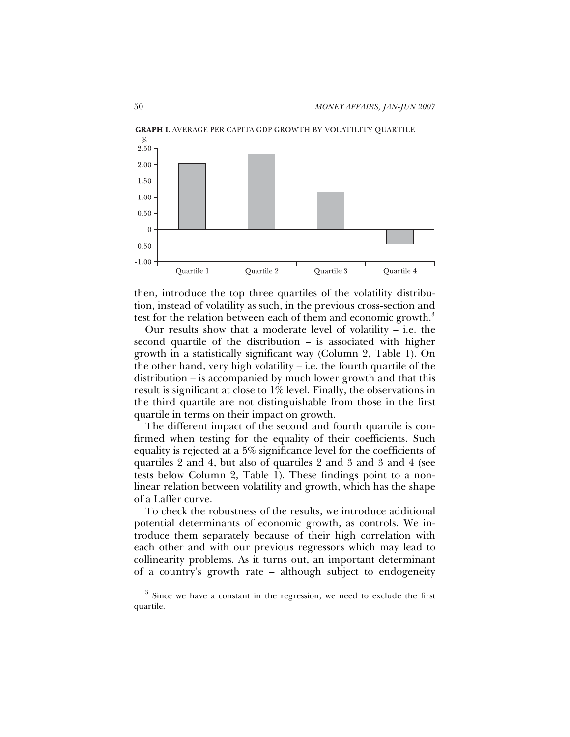**GRAPH I.** AVERAGE PER CAPITA GDP GROWTH BY VOLATILITY QUARTILE

then, introduce the top three quartiles of the volatility distribution, instead of volatility as such, in the previous cross-section and test for the relation between each of them and economic growth.[3]

Our results show that a moderate level of volatility – i.e. the second quartile of the distribution – is associated with higher growth in a statistically significant way (Column 2, Table 1). On the other hand, very high volatility – i.e. the fourth quartile of the distribution – is accompanied by much lower growth and that this result is significant at close to 1% level. Finally, the observations in the third quartile are not distinguishable from those in the first quartile in terms on their impact on growth.

The different impact of the second and fourth quartile is confirmed when testing for the equality of their coefficients. Such equality is rejected at a 5% significance level for the coefficients of quartiles 2 and 4, but also of quartiles 2 and 3 and 3 and 4 (see tests below Column 2, Table 1). These findings point to a non-linear relation between volatility and growth, which has the shape of a Laffer curve.

To check the robustness of the results, we introduce additional potential determinants of economic growth, as controls. We introduce them separately because of their high correlation with each other and with our previous regressors which may lead to collinearity problems. As it turns out, an important determinant of a country's growth rate – although subject to endogeneity

[3] Since we have a constant in the regression, we need to exclude the first quartile.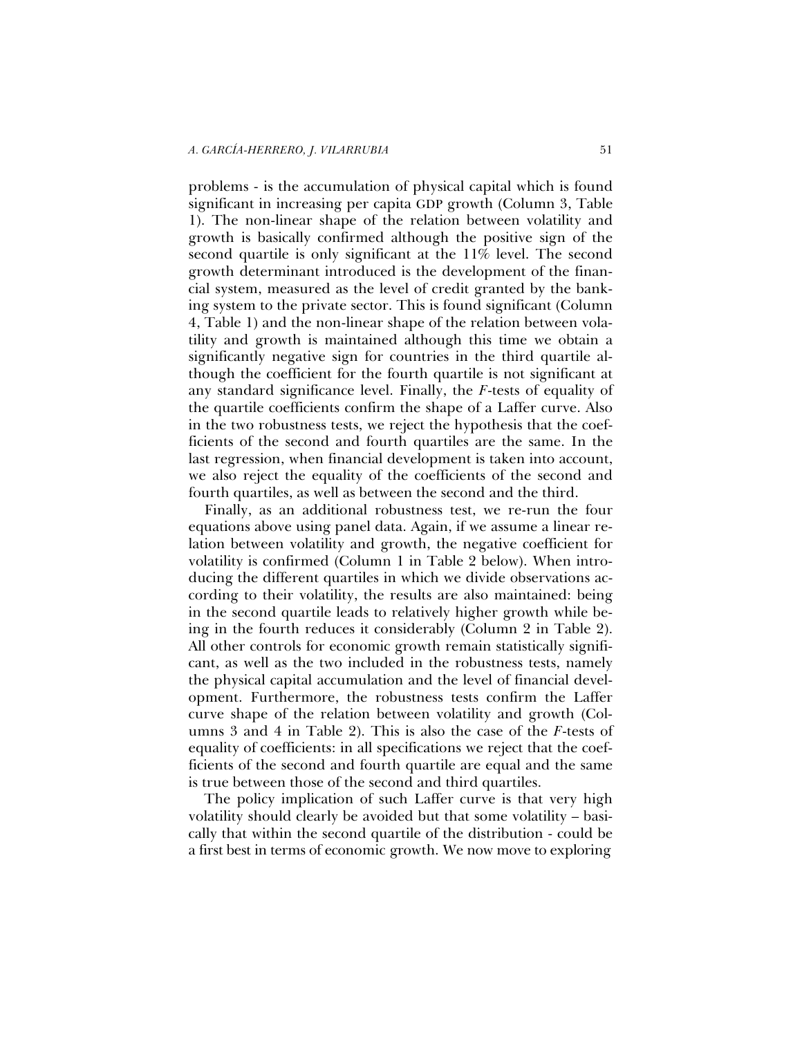problems - is the accumulation of physical capital which is found significant in increasing per capita GDP growth (Column 3, Table 1). The non-linear shape of the relation between volatility and growth is basically confirmed although the positive sign of the second quartile is only significant at the 11% level. The second growth determinant introduced is the development of the financial system, measured as the level of credit granted by the banking system to the private sector. This is found significant (Column 4, Table 1) and the non-linear shape of the relation between volatility and growth is maintained although this time we obtain a significantly negative sign for countries in the third quartile although the coefficient for the fourth quartile is not significant at any standard significance level. Finally, the *F*-tests of equality of the quartile coefficients confirm the shape of a Laffer curve. Also in the two robustness tests, we reject the hypothesis that the coefficients of the second and fourth quartiles are the same. In the last regression, when financial development is taken into account, we also reject the equality of the coefficients of the second and fourth quartiles, as well as between the second and the third.

Finally, as an additional robustness test, we re-run the four equations above using panel data. Again, if we assume a linear relation between volatility and growth, the negative coefficient for volatility is confirmed (Column 1 in Table 2 below). When introducing the different quartiles in which we divide observations according to their volatility, the results are also maintained: being in the second quartile leads to relatively higher growth while being in the fourth reduces it considerably (Column 2 in Table 2). All other controls for economic growth remain statistically significant, as well as the two included in the robustness tests, namely the physical capital accumulation and the level of financial development. Furthermore, the robustness tests confirm the Laffer curve shape of the relation between volatility and growth (Columns 3 and 4 in Table 2). This is also the case of the *F*-tests of equality of coefficients: in all specifications we reject that the coefficients of the second and fourth quartile are equal and the same is true between those of the second and third quartiles.

The policy implication of such Laffer curve is that very high volatility should clearly be avoided but that some volatility – basically that within the second quartile of the distribution - could be a first best in terms of economic growth. We now move to exploring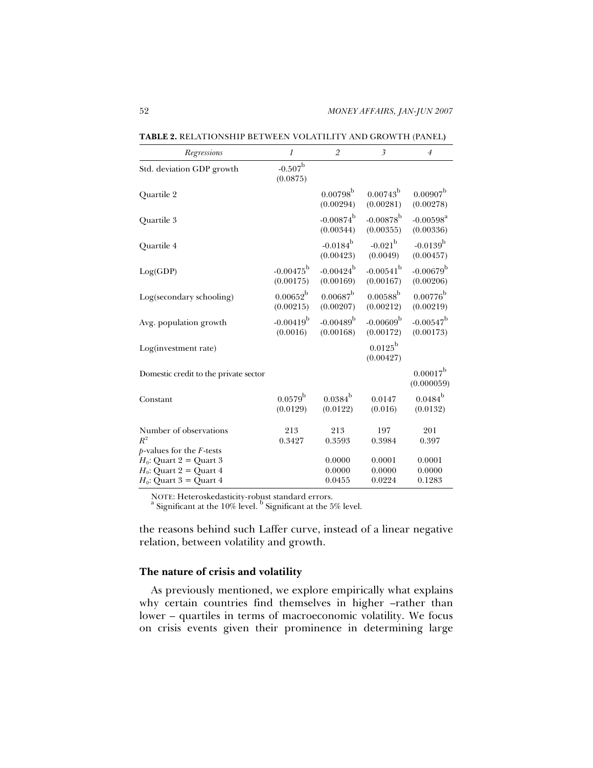**TABLE 2.** RELATIONSHIP BETWEEN VOLATILITY AND GROWTH (PANEL)

| *Regressions* | *1* | *2* | *3* | *4* |
|---|---|---|---|---|
| Std. deviation GDP growth | -0.507[b] (0.0875) | | | |
| Quartile 2 | | 0.00798[b] (0.00294) | 0.00743[b] (0.00281) | 0.00907[b] (0.00278) |
| Quartile 3 | | -0.00874[b] (0.00344) | -0.00878[b] (0.00355) | -0.00598[a] (0.00336) |
| Quartile 4 | | -0.0184[b] (0.00423) | -0.021[b] (0.0049) | -0.0139[b] (0.00457) |
| Log(GDP) | -0.00475[b] (0.00175) | -0.00424[b] (0.00169) | -0.00541[b] (0.00167) | -0.00679[b] (0.00206) |
| Log(secondary schooling) | 0.00652[b] (0.00215) | 0.00687[b] (0.00207) | 0.00588[b] (0.00212) | 0.00776[b] (0.00219) |
| Avg. population growth | -0.00419[b] (0.0016) | -0.00489[b] (0.00168) | -0.00609[b] (0.00172) | -0.00547[b] (0.00173) |
| Log(investment rate) | | | 0.0125[b] (0.00427) | |
| Domestic credit to the private sector | | | | 0.00017[b] (0.000059) |
| Constant | 0.0579[b] (0.0129) | 0.0384[b] (0.0122) | 0.0147 (0.016) | 0.0484[b] (0.0132) |
| Number of observations | 213 | 213 | 197 | 201 |
| $R^2$ | 0.3427 | 0.3593 | 0.3984 | 0.397 |
| $p$-values for the $F$-tests | | | | |
| $H_0$: Quart 2 = Quart 3 | | 0.0000 | 0.0001 | 0.0001 |
| $H_0$: Quart 2 = Quart 4 | | 0.0000 | 0.0000 | 0.0000 |
| $H_0$: Quart 3 = Quart 4 | | 0.0455 | 0.0224 | 0.1283 |

NOTE: Heteroskedasticity-robust standard errors.
[a] Significant at the 10% level. [b] Significant at the 5% level.

the reasons behind such Laffer curve, instead of a linear negative relation, between volatility and growth.

### The nature of crisis and volatility

As previously mentioned, we explore empirically what explains why certain countries find themselves in higher –rather than lower – quartiles in terms of macroeconomic volatility. We focus on crisis events given their prominence in determining large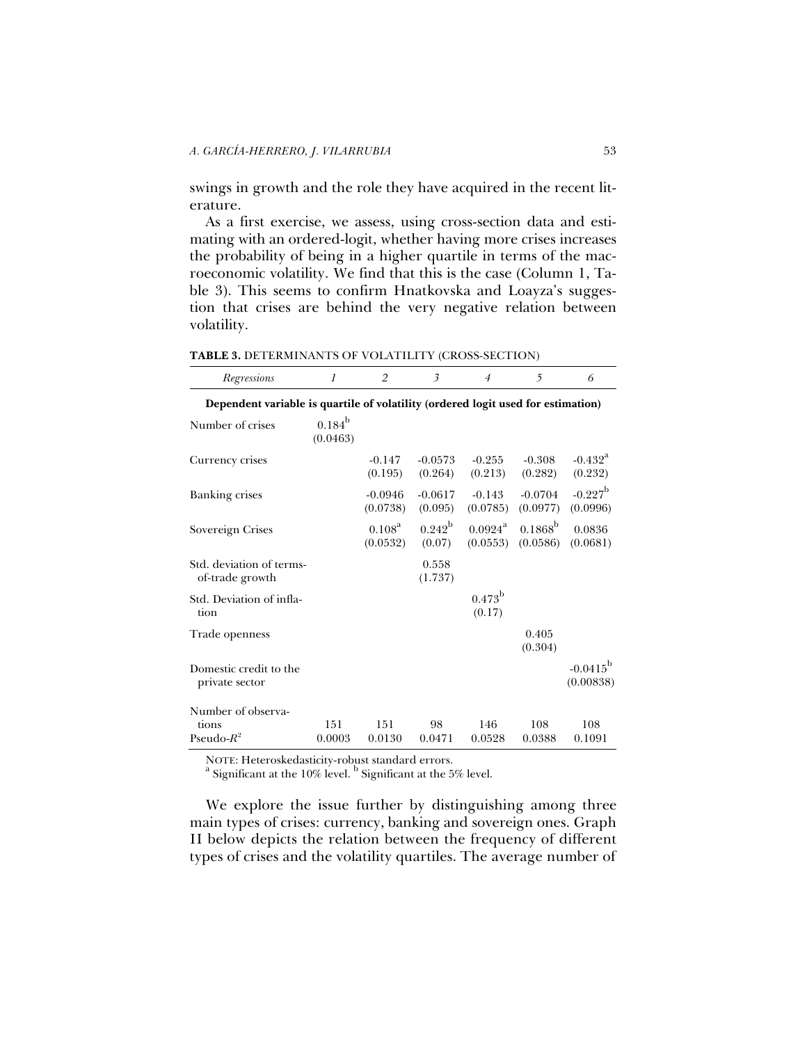swings in growth and the role they have acquired in the recent literature.

As a first exercise, we assess, using cross-section data and estimating with an ordered-logit, whether having more crises increases the probability of being in a higher quartile in terms of the macroeconomic volatility. We find that this is the case (Column 1, Table 3). This seems to confirm Hnatkovska and Loayza's suggestion that crises are behind the very negative relation between volatility.

**TABLE 3.** DETERMINANTS OF VOLATILITY (CROSS-SECTION)

| *Regressions* | *1* | *2* | *3* | *4* | *5* | *6* |
|---|---|---|---|---|---|---|
| **Dependent variable is quartile of volatility (ordered logit used for estimation)** | | | | | | |
| Number of crises | 0.184[b] (0.0463) | | | | | |
| Currency crises | | -0.147 (0.195) | -0.0573 (0.264) | -0.255 (0.213) | -0.308 (0.282) | -0.432[a] (0.232) |
| Banking crises | | -0.0946 (0.0738) | -0.0617 (0.095) | -0.143 (0.0785) | -0.0704 (0.0977) | -0.227[b] (0.0996) |
| Sovereign Crises | | 0.108[a] (0.0532) | 0.242[b] (0.07) | 0.0924[a] (0.0553) | 0.1868[b] (0.0586) | 0.0836 (0.0681) |
| Std. deviation of terms-of-trade growth | | | 0.558 (1.737) | | | |
| Std. Deviation of inflation | | | | 0.473[b] (0.17) | | |
| Trade openness | | | | | 0.405 (0.304) | |
| Domestic credit to the private sector | | | | | | -0.0415[b] (0.00838) |
| Number of observations | 151 | 151 | 98 | 146 | 108 | 108 |
| Pseudo-$R^2$ | 0.0003 | 0.0130 | 0.0471 | 0.0528 | 0.0388 | 0.1091 |

NOTE: Heteroskedasticity-robust standard errors.
[a] Significant at the 10% level. [b] Significant at the 5% level.

We explore the issue further by distinguishing among three main types of crises: currency, banking and sovereign ones. Graph II below depicts the relation between the frequency of different types of crises and the volatility quartiles. The average number of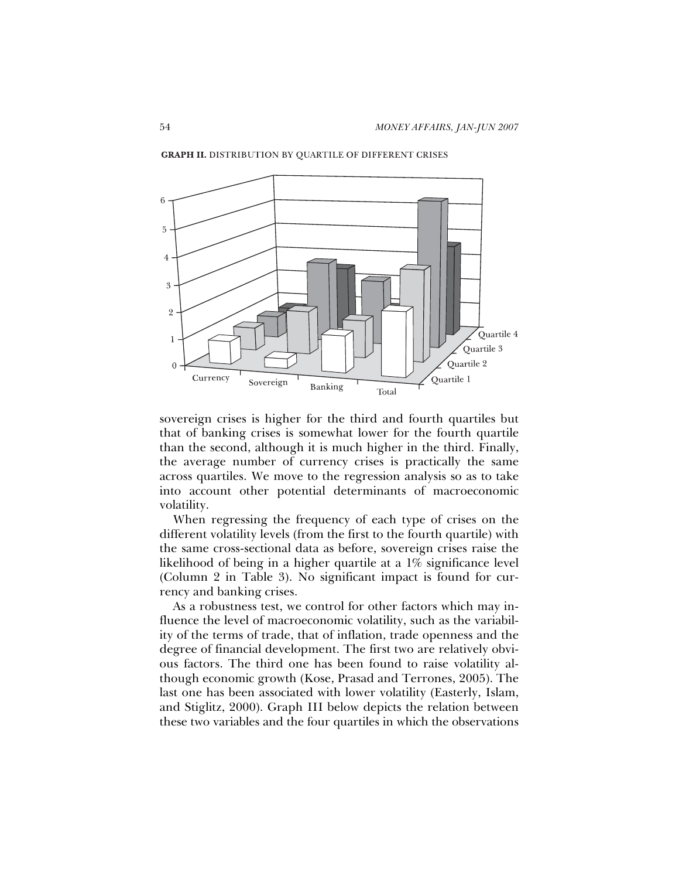**GRAPH II.** DISTRIBUTION BY QUARTILE OF DIFFERENT CRISES

sovereign crises is higher for the third and fourth quartiles but that of banking crises is somewhat lower for the fourth quartile than the second, although it is much higher in the third. Finally, the average number of currency crises is practically the same across quartiles. We move to the regression analysis so as to take into account other potential determinants of macroeconomic volatility.

When regressing the frequency of each type of crises on the different volatility levels (from the first to the fourth quartile) with the same cross-sectional data as before, sovereign crises raise the likelihood of being in a higher quartile at a 1% significance level (Column 2 in Table 3). No significant impact is found for currency and banking crises.

As a robustness test, we control for other factors which may influence the level of macroeconomic volatility, such as the variability of the terms of trade, that of inflation, trade openness and the degree of financial development. The first two are relatively obvious factors. The third one has been found to raise volatility although economic growth (Kose, Prasad and Terrones, 2005). The last one has been associated with lower volatility (Easterly, Islam, and Stiglitz, 2000). Graph III below depicts the relation between these two variables and the four quartiles in which the observations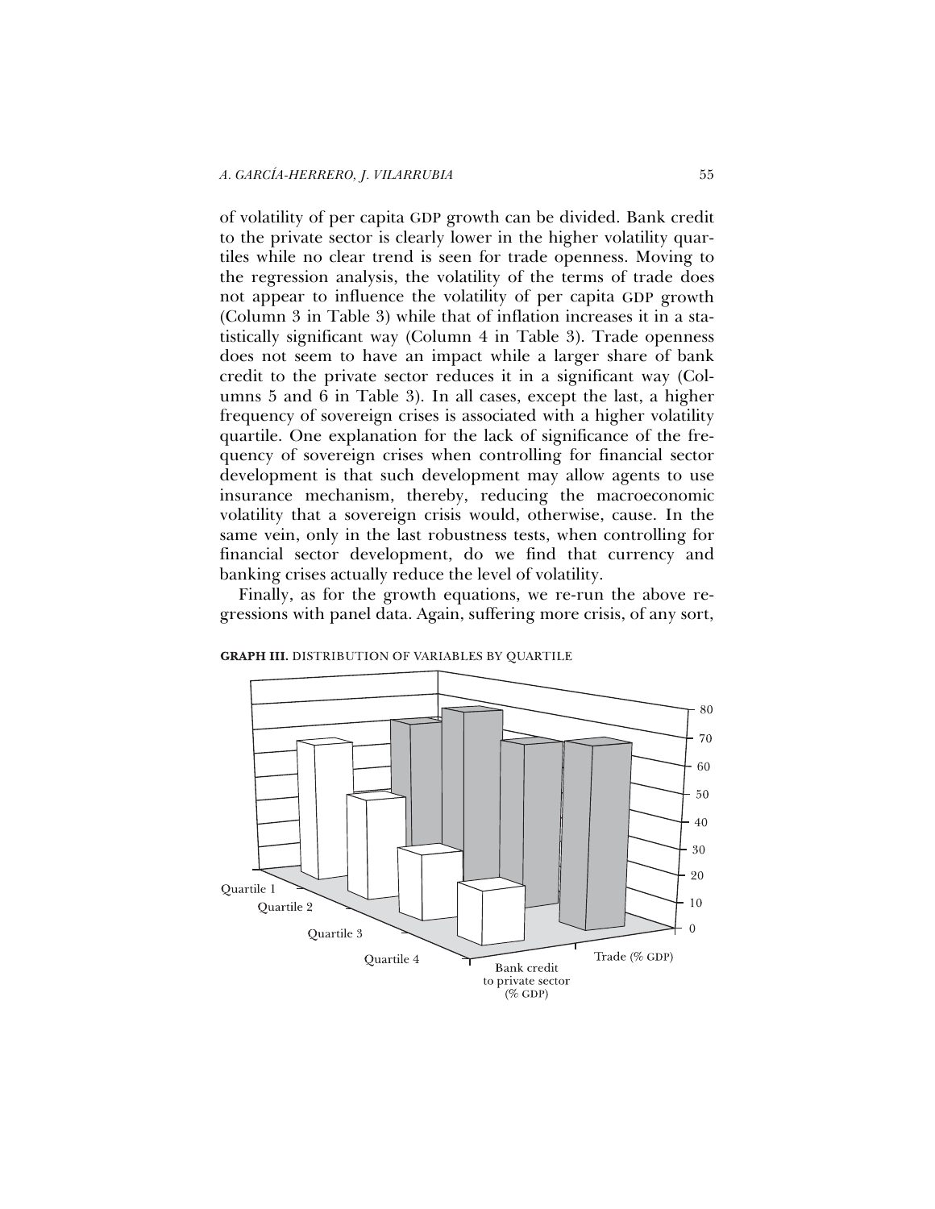of volatility of per capita GDP growth can be divided. Bank credit to the private sector is clearly lower in the higher volatility quartiles while no clear trend is seen for trade openness. Moving to the regression analysis, the volatility of the terms of trade does not appear to influence the volatility of per capita GDP growth (Column 3 in Table 3) while that of inflation increases it in a statistically significant way (Column 4 in Table 3). Trade openness does not seem to have an impact while a larger share of bank credit to the private sector reduces it in a significant way (Columns 5 and 6 in Table 3). In all cases, except the last, a higher frequency of sovereign crises is associated with a higher volatility quartile. One explanation for the lack of significance of the frequency of sovereign crises when controlling for financial sector development is that such development may allow agents to use insurance mechanism, thereby, reducing the macroeconomic volatility that a sovereign crisis would, otherwise, cause. In the same vein, only in the last robustness tests, when controlling for financial sector development, do we find that currency and banking crises actually reduce the level of volatility.

Finally, as for the growth equations, we re-run the above regressions with panel data. Again, suffering more crisis, of any sort,

**GRAPH III.** DISTRIBUTION OF VARIABLES BY QUARTILE

| | Bank credit to private sector (% GDP) | Trade (% GDP) |
|---|---|---|
| Quartile 1 | | |
| Quartile 2 | | |
| Quartile 3 | | |
| Quartile 4 | | |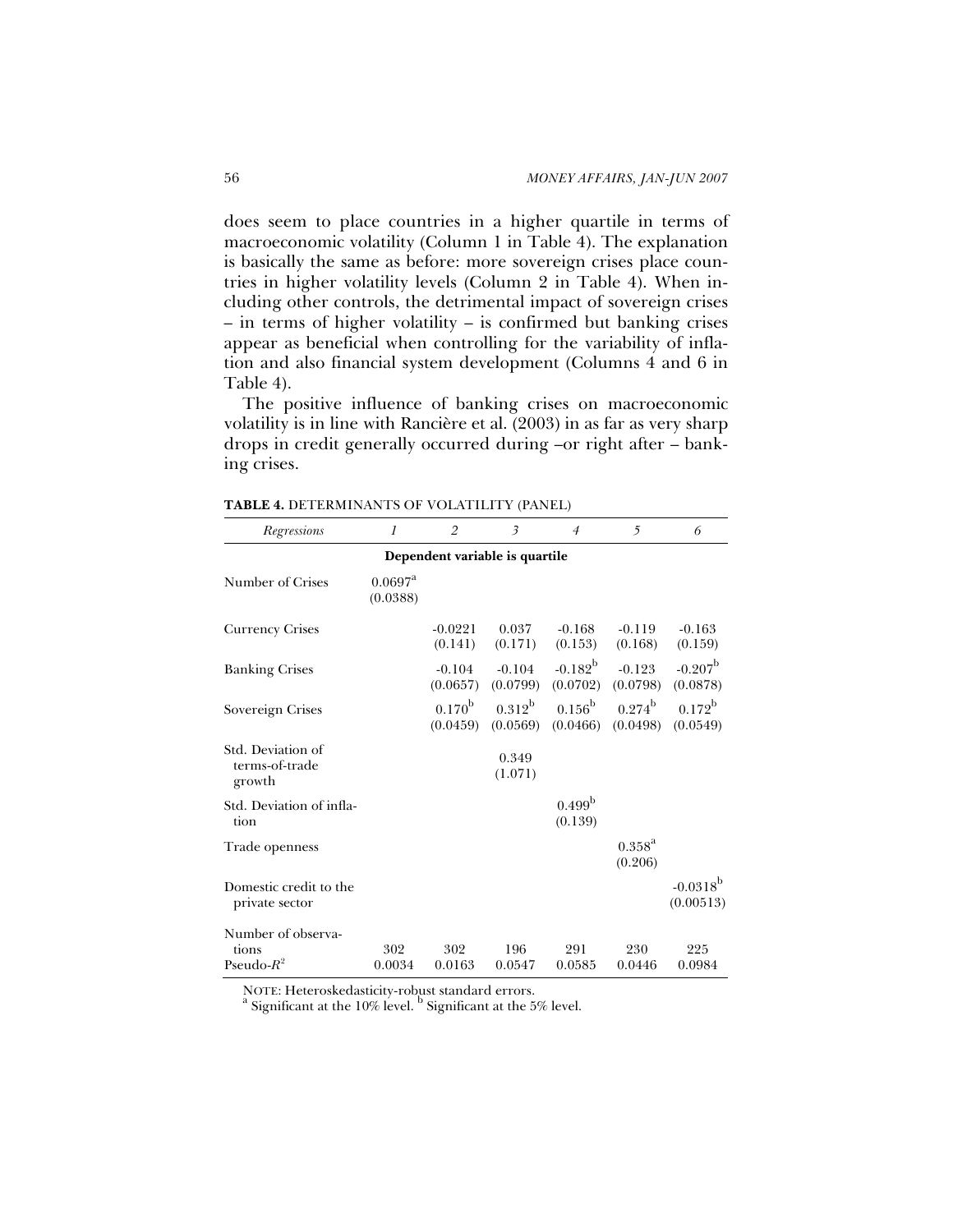does seem to place countries in a higher quartile in terms of macroeconomic volatility (Column 1 in Table 4). The explanation is basically the same as before: more sovereign crises place countries in higher volatility levels (Column 2 in Table 4). When including other controls, the detrimental impact of sovereign crises – in terms of higher volatility – is confirmed but banking crises appear as beneficial when controlling for the variability of inflation and also financial system development (Columns 4 and 6 in Table 4).

The positive influence of banking crises on macroeconomic volatility is in line with Rancière et al. (2003) in as far as very sharp drops in credit generally occurred during –or right after – banking crises.

**TABLE 4.** DETERMINANTS OF VOLATILITY (PANEL)

| *Regressions* | *1* | *2* | *3* | *4* | *5* | *6* |
|---|---|---|---|---|---|---|
| **Dependent variable is quartile** | | | | | | |
| Number of Crises | 0.0697[a] (0.0388) | | | | | |
| Currency Crises | | -0.0221 (0.141) | 0.037 (0.171) | -0.168 (0.153) | -0.119 (0.168) | -0.163 (0.159) |
| Banking Crises | | -0.104 (0.0657) | -0.104 (0.0799) | -0.182[b] (0.0702) | -0.123 (0.0798) | -0.207[b] (0.0878) |
| Sovereign Crises | | 0.170[b] (0.0459) | 0.312[b] (0.0569) | 0.156[b] (0.0466) | 0.274[b] (0.0498) | 0.172[b] (0.0549) |
| Std. Deviation of terms-of-trade growth | | | 0.349 (1.071) | | | |
| Std. Deviation of inflation | | | | 0.499[b] (0.139) | | |
| Trade openness | | | | | 0.358[a] (0.206) | |
| Domestic credit to the private sector | | | | | | -0.0318[b] (0.00513) |
| Number of observations | 302 | 302 | 196 | 291 | 230 | 225 |
| Pseudo-$R^2$ | 0.0034 | 0.0163 | 0.0547 | 0.0585 | 0.0446 | 0.0984 |

NOTE: Heteroskedasticity-robust standard errors.
[a] Significant at the 10% level. [b] Significant at the 5% level.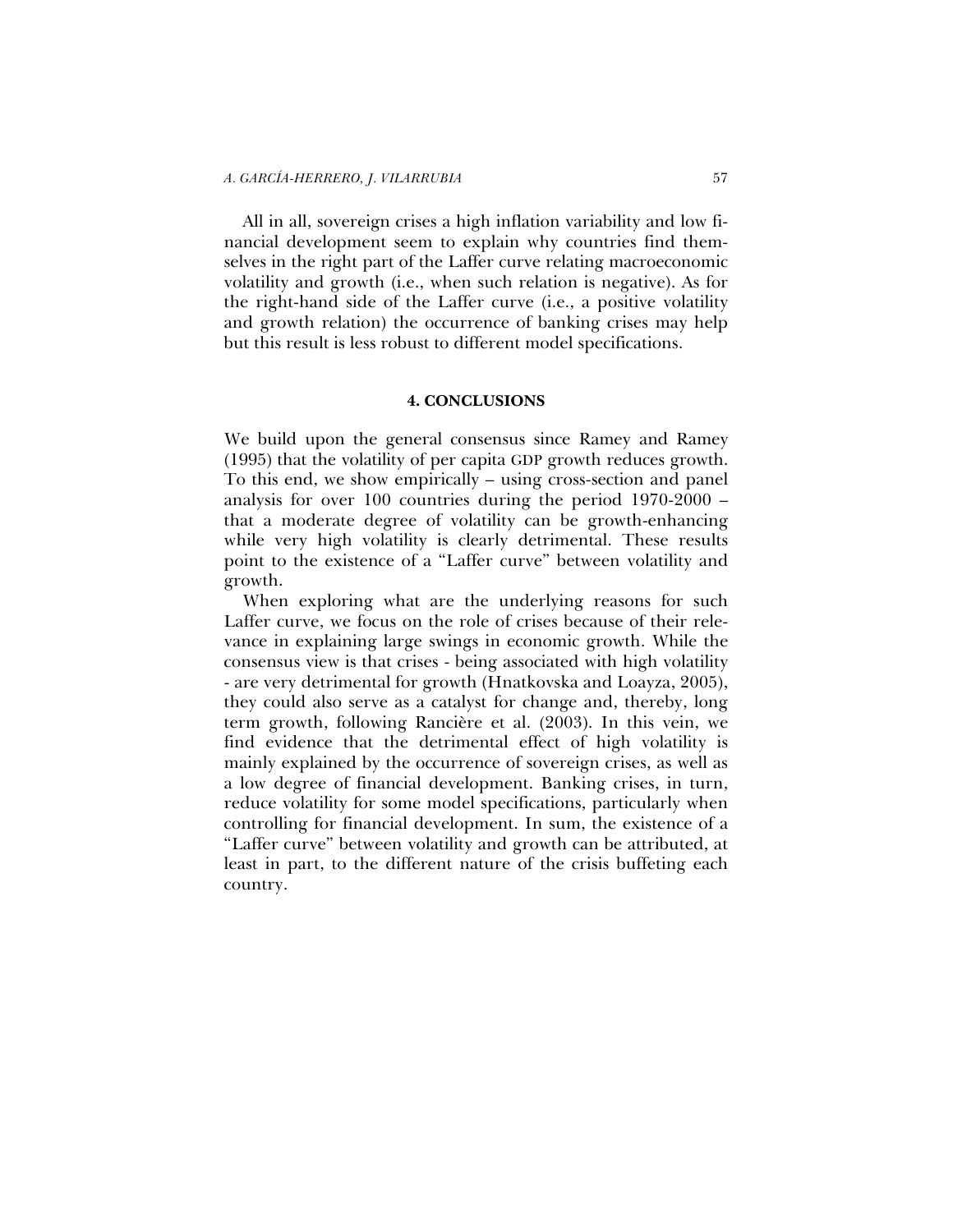All in all, sovereign crises a high inflation variability and low financial development seem to explain why countries find themselves in the right part of the Laffer curve relating macroeconomic volatility and growth (i.e., when such relation is negative). As for the right-hand side of the Laffer curve (i.e., a positive volatility and growth relation) the occurrence of banking crises may help but this result is less robust to different model specifications.

## 4. CONCLUSIONS

We build upon the general consensus since Ramey and Ramey (1995) that the volatility of per capita GDP growth reduces growth. To this end, we show empirically – using cross-section and panel analysis for over 100 countries during the period 1970-2000 – that a moderate degree of volatility can be growth-enhancing while very high volatility is clearly detrimental. These results point to the existence of a "Laffer curve" between volatility and growth.

When exploring what are the underlying reasons for such Laffer curve, we focus on the role of crises because of their relevance in explaining large swings in economic growth. While the consensus view is that crises - being associated with high volatility - are very detrimental for growth (Hnatkovska and Loayza, 2005), they could also serve as a catalyst for change and, thereby, long term growth, following Rancière et al. (2003). In this vein, we find evidence that the detrimental effect of high volatility is mainly explained by the occurrence of sovereign crises, as well as a low degree of financial development. Banking crises, in turn, reduce volatility for some model specifications, particularly when controlling for financial development. In sum, the existence of a "Laffer curve" between volatility and growth can be attributed, at least in part, to the different nature of the crisis buffeting each country.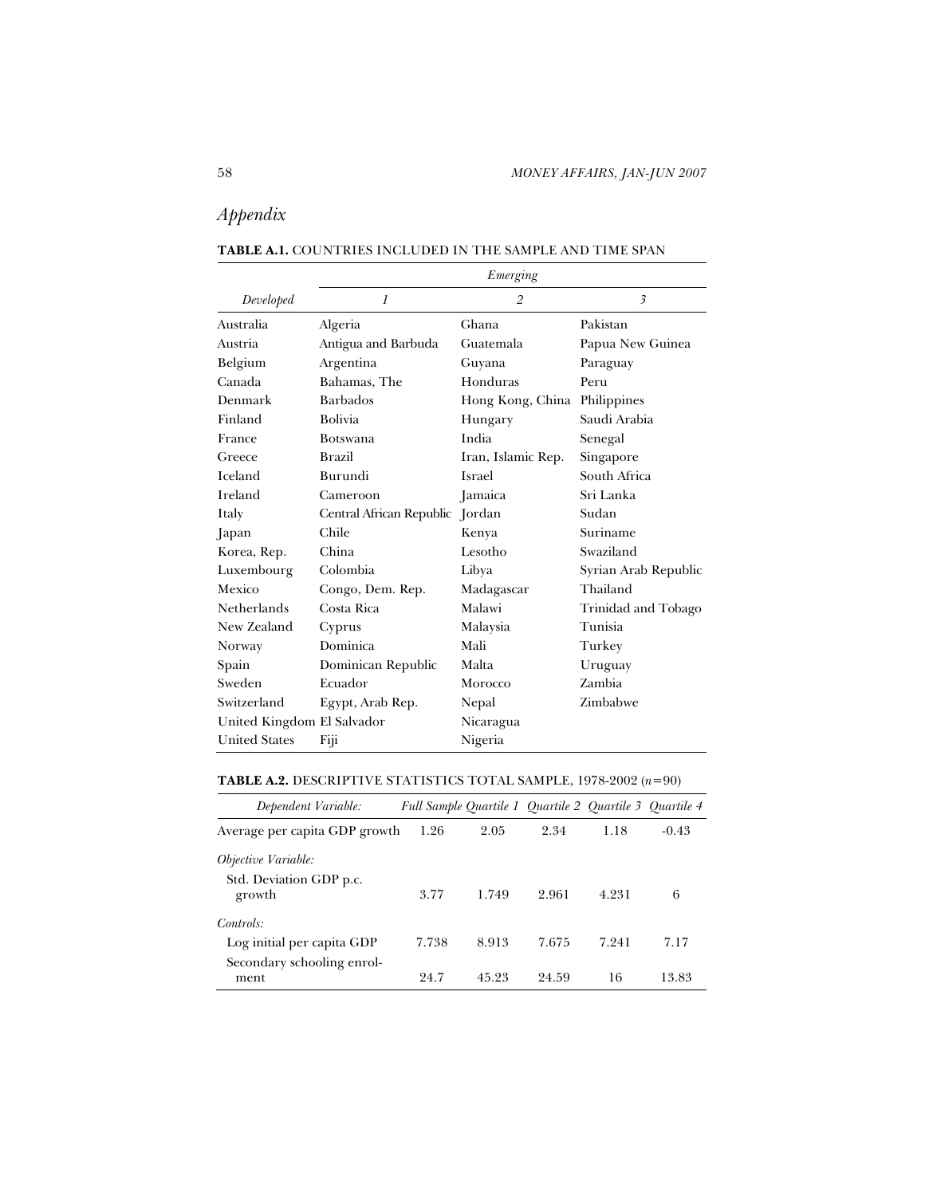## *Appendix*

**TABLE A.1.** COUNTRIES INCLUDED IN THE SAMPLE AND TIME SPAN

| | *Emerging* | | |
|---|---|---|---|
| *Developed* | *1* | *2* | *3* |
| Australia | Algeria | Ghana | Pakistan |
| Austria | Antigua and Barbuda | Guatemala | Papua New Guinea |
| Belgium | Argentina | Guyana | Paraguay |
| Canada | Bahamas, The | Honduras | Peru |
| Denmark | Barbados | Hong Kong, China | Philippines |
| Finland | Bolivia | Hungary | Saudi Arabia |
| France | Botswana | India | Senegal |
| Greece | Brazil | Iran, Islamic Rep. | Singapore |
| Iceland | Burundi | Israel | South Africa |
| Ireland | Cameroon | Jamaica | Sri Lanka |
| Italy | Central African Republic | Jordan | Sudan |
| Japan | Chile | Kenya | Suriname |
| Korea, Rep. | China | Lesotho | Swaziland |
| Luxembourg | Colombia | Libya | Syrian Arab Republic |
| Mexico | Congo, Dem. Rep. | Madagascar | Thailand |
| Netherlands | Costa Rica | Malawi | Trinidad and Tobago |
| New Zealand | Cyprus | Malaysia | Tunisia |
| Norway | Dominica | Mali | Turkey |
| Spain | Dominican Republic | Malta | Uruguay |
| Sweden | Ecuador | Morocco | Zambia |
| Switzerland | Egypt, Arab Rep. | Nepal | Zimbabwe |
| United Kingdom | El Salvador | Nicaragua | |
| United States | Fiji | Nigeria | |

**TABLE A.2.** DESCRIPTIVE STATISTICS TOTAL SAMPLE, 1978-2002 ($n$=90)

| *Dependent Variable:* | *Full Sample* | *Quartile 1* | *Quartile 2* | *Quartile 3* | *Quartile 4* |
|---|---|---|---|---|---|
| Average per capita GDP growth | 1.26 | 2.05 | 2.34 | 1.18 | -0.43 |
| *Objective Variable:* | | | | | |
| Std. Deviation GDP p.c. growth | 3.77 | 1.749 | 2.961 | 4.231 | 6 |
| *Controls:* | | | | | |
| Log initial per capita GDP | 7.738 | 8.913 | 7.675 | 7.241 | 7.17 |
| Secondary schooling enrolment | 24.7 | 45.23 | 24.59 | 16 | 13.83 |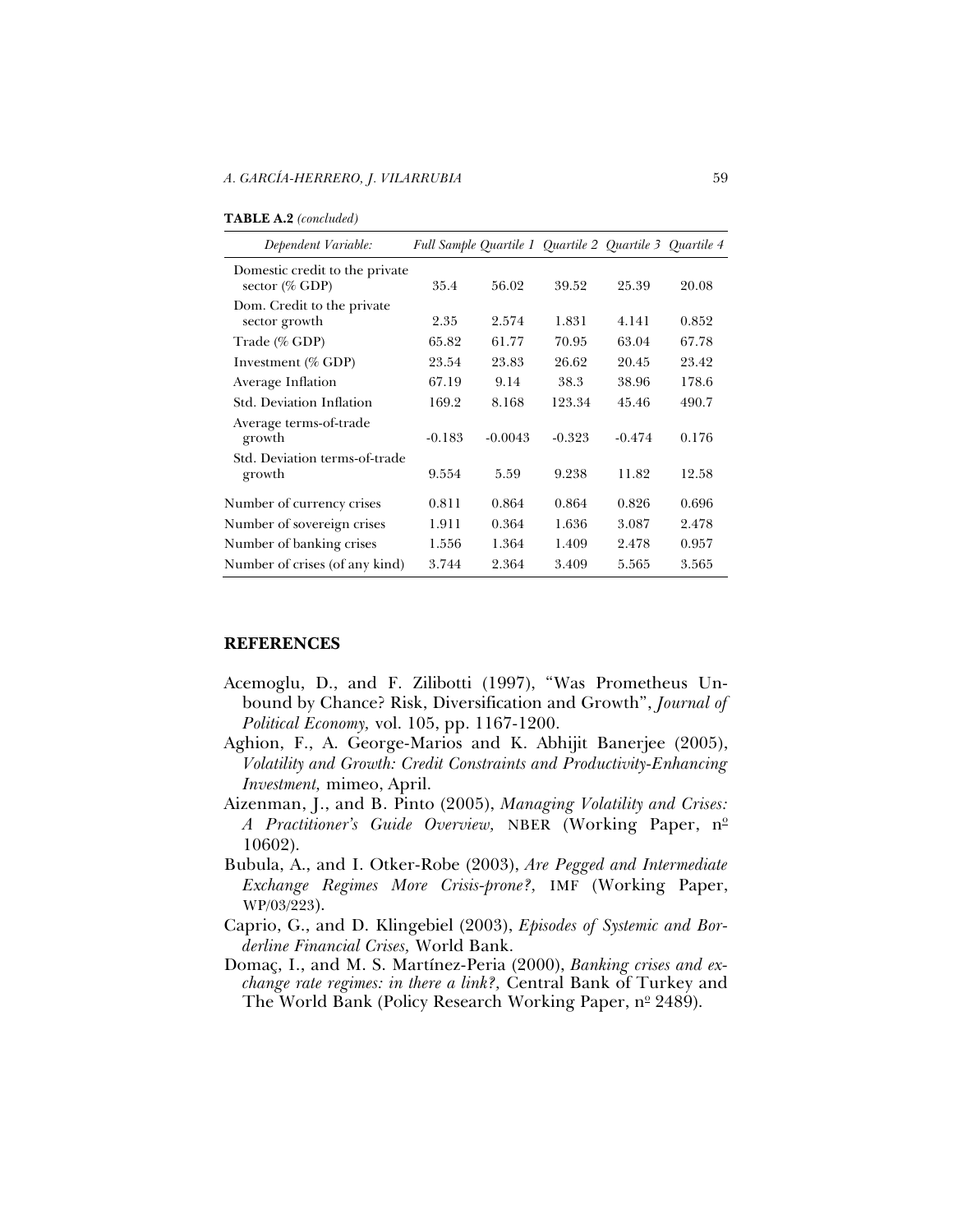**TABLE A.2** *(concluded)*

| *Dependent Variable:* | *Full Sample* | *Quartile 1* | *Quartile 2* | *Quartile 3* | *Quartile 4* |
|---|---|---|---|---|---|
| Domestic credit to the private sector (% GDP) | 35.4 | 56.02 | 39.52 | 25.39 | 20.08 |
| Dom. Credit to the private sector growth | 2.35 | 2.574 | 1.831 | 4.141 | 0.852 |
| Trade (% GDP) | 65.82 | 61.77 | 70.95 | 63.04 | 67.78 |
| Investment (% GDP) | 23.54 | 23.83 | 26.62 | 20.45 | 23.42 |
| Average Inflation | 67.19 | 9.14 | 38.3 | 38.96 | 178.6 |
| Std. Deviation Inflation | 169.2 | 8.168 | 123.34 | 45.46 | 490.7 |
| Average terms-of-trade growth | -0.183 | -0.0043 | -0.323 | -0.474 | 0.176 |
| Std. Deviation terms-of-trade growth | 9.554 | 5.59 | 9.238 | 11.82 | 12.58 |
| Number of currency crises | 0.811 | 0.864 | 0.864 | 0.826 | 0.696 |
| Number of sovereign crises | 1.911 | 0.364 | 1.636 | 3.087 | 2.478 |
| Number of banking crises | 1.556 | 1.364 | 1.409 | 2.478 | 0.957 |
| Number of crises (of any kind) | 3.744 | 2.364 | 3.409 | 5.565 | 3.565 |

## REFERENCES

Acemoglu, D., and F. Zilibotti (1997), "Was Prometheus Unbound by Chance? Risk, Diversification and Growth", *Journal of Political Economy,* vol. 105, pp. 1167-1200.

Aghion, F., A. George-Marios and K. Abhijit Banerjee (2005), *Volatility and Growth: Credit Constraints and Productivity-Enhancing Investment,* mimeo, April.

Aizenman, J., and B. Pinto (2005), *Managing Volatility and Crises: A Practitioner's Guide Overview,* NBER (Working Paper, nº 10602).

Bubula, A., and I. Otker-Robe (2003), *Are Pegged and Intermediate Exchange Regimes More Crisis-prone?,* IMF (Working Paper, WP/03/223).

Caprio, G., and D. Klingebiel (2003), *Episodes of Systemic and Borderline Financial Crises,* World Bank.

Domaç, I., and M. S. Martínez-Peria (2000), *Banking crises and exchange rate regimes: in there a link?,* Central Bank of Turkey and The World Bank (Policy Research Working Paper, nº 2489).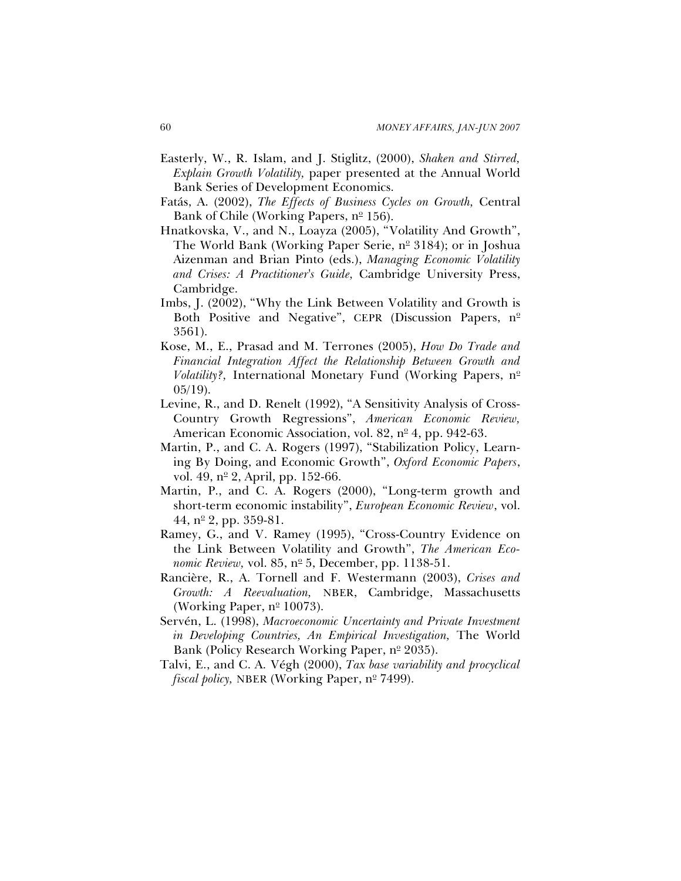Easterly, W., R. Islam, and J. Stiglitz, (2000), *Shaken and Stirred, Explain Growth Volatility,* paper presented at the Annual World Bank Series of Development Economics.

Fatás, A. (2002), *The Effects of Business Cycles on Growth,* Central Bank of Chile (Working Papers, nº 156).

Hnatkovska, V., and N., Loayza (2005), "Volatility And Growth", The World Bank (Working Paper Serie, nº 3184); or in Joshua Aizenman and Brian Pinto (eds.), *Managing Economic Volatility and Crises: A Practitioner's Guide,* Cambridge University Press, Cambridge.

Imbs, J. (2002), "Why the Link Between Volatility and Growth is Both Positive and Negative", CEPR (Discussion Papers, nº 3561).

Kose, M., E., Prasad and M. Terrones (2005), *How Do Trade and Financial Integration Affect the Relationship Between Growth and Volatility?,* International Monetary Fund (Working Papers, nº 05/19).

Levine, R., and D. Renelt (1992), "A Sensitivity Analysis of Cross-Country Growth Regressions", *American Economic Review,* American Economic Association, vol. 82, nº 4, pp. 942-63.

Martin, P., and C. A. Rogers (1997), "Stabilization Policy, Learning By Doing, and Economic Growth", *Oxford Economic Papers*, vol. 49, nº 2, April, pp. 152-66.

Martin, P., and C. A. Rogers (2000), "Long-term growth and short-term economic instability", *European Economic Review*, vol. 44, nº 2, pp. 359-81.

Ramey, G., and V. Ramey (1995), "Cross-Country Evidence on the Link Between Volatility and Growth", *The American Economic Review,* vol. 85, nº 5, December, pp. 1138-51.

Rancière, R., A. Tornell and F. Westermann (2003), *Crises and Growth: A Reevaluation,* NBER, Cambridge, Massachusetts (Working Paper, nº 10073).

Servén, L. (1998), *Macroeconomic Uncertainty and Private Investment in Developing Countries, An Empirical Investigation,* The World Bank (Policy Research Working Paper, nº 2035).

Talvi, E., and C. A. Végh (2000), *Tax base variability and procyclical fiscal policy,* NBER (Working Paper, nº 7499).